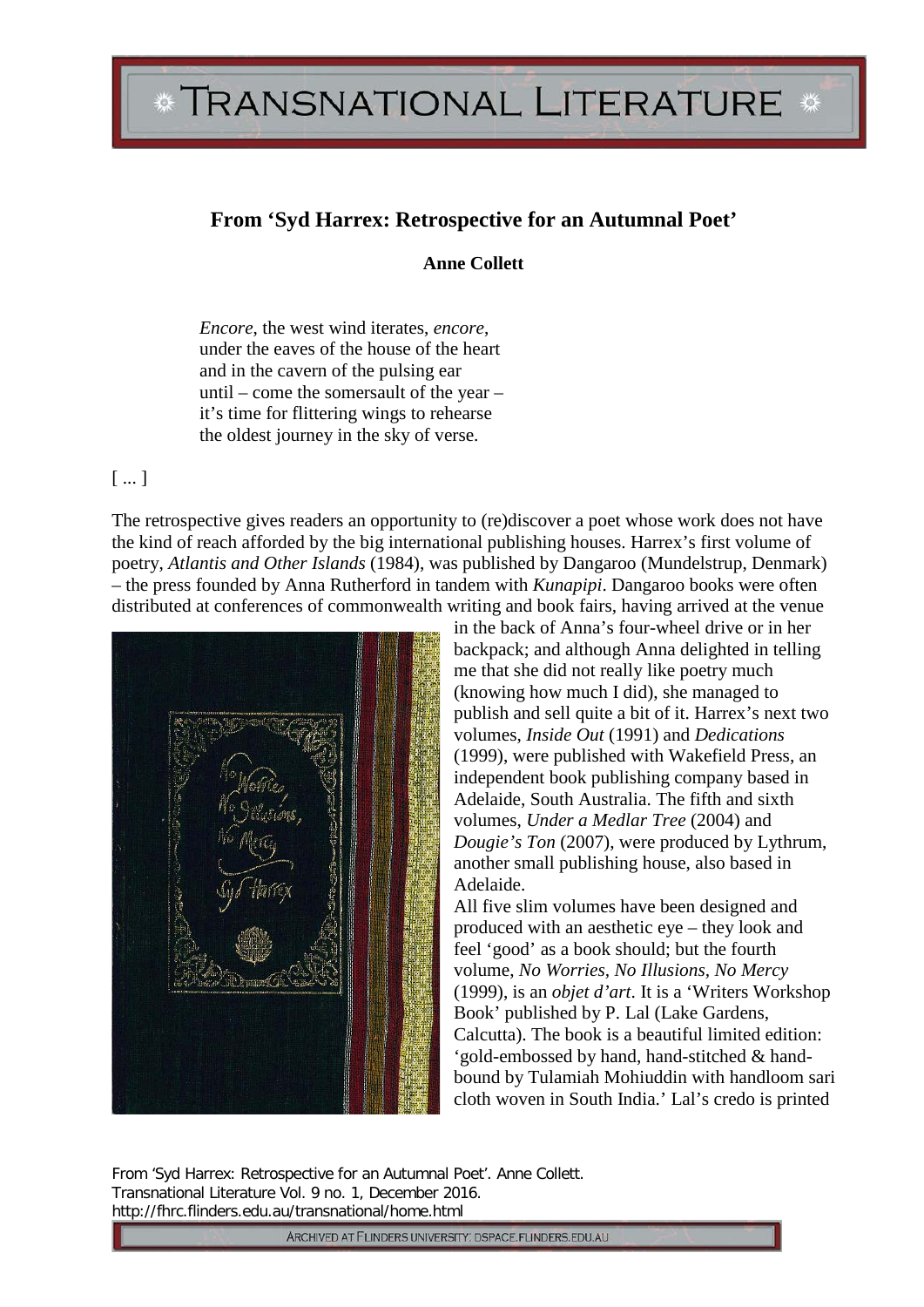# From 'Syd Harrex: Retrospective for an Autumnal Poet'

**Anne Collett**

*Encore*, the west wind iterates, *encore*,
under the eaves of the house of the heart
and in the cavern of the pulsing ear
until – come the somersault of the year –
it's time for flittering wings to rehearse
the oldest journey in the sky of verse.

[ ... ]

The retrospective gives readers an opportunity to (re)discover a poet whose work does not have the kind of reach afforded by the big international publishing houses. Harrex's first volume of poetry, *Atlantis and Other Islands* (1984), was published by Dangaroo (Mundelstrup, Denmark) – the press founded by Anna Rutherford in tandem with *Kunapipi*. Dangaroo books were often distributed at conferences of commonwealth writing and book fairs, having arrived at the venue in the back of Anna's four-wheel drive or in her backpack; and although Anna delighted in telling me that she did not really like poetry much (knowing how much I did), she managed to publish and sell quite a bit of it. Harrex's next two volumes, *Inside Out* (1991) and *Dedications* (1999), were published with Wakefield Press, an independent book publishing company based in Adelaide, South Australia. The fifth and sixth volumes, *Under a Medlar Tree* (2004) and *Dougie's Ton* (2007), were produced by Lythrum, another small publishing house, also based in Adelaide.

All five slim volumes have been designed and produced with an aesthetic eye – they look and feel 'good' as a book should; but the fourth volume, *No Worries, No Illusions, No Mercy* (1999), is an *objet d'art*. It is a 'Writers Workshop Book' published by P. Lal (Lake Gardens, Calcutta). The book is a beautiful limited edition: 'gold-embossed by hand, hand-stitched & hand-bound by Tulamiah Mohiuddin with handloom sari cloth woven in South India.' Lal's credo is printed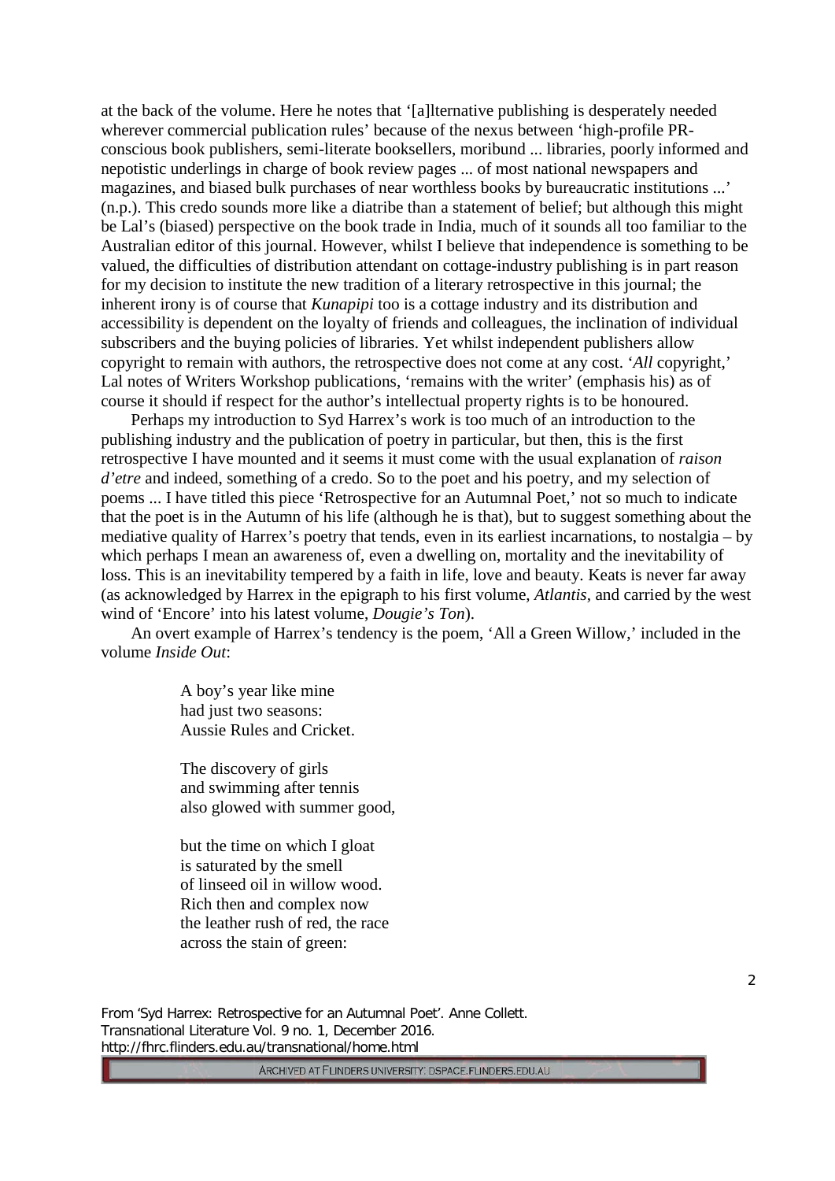at the back of the volume. Here he notes that '[a]lternative publishing is desperately needed wherever commercial publication rules' because of the nexus between 'high-profile PR-conscious book publishers, semi-literate booksellers, moribund ... libraries, poorly informed and nepotistic underlings in charge of book review pages ... of most national newspapers and magazines, and biased bulk purchases of near worthless books by bureaucratic institutions ...' (n.p.). This credo sounds more like a diatribe than a statement of belief; but although this might be Lal's (biased) perspective on the book trade in India, much of it sounds all too familiar to the Australian editor of this journal. However, whilst I believe that independence is something to be valued, the difficulties of distribution attendant on cottage-industry publishing is in part reason for my decision to institute the new tradition of a literary retrospective in this journal; the inherent irony is of course that *Kunapipi* too is a cottage industry and its distribution and accessibility is dependent on the loyalty of friends and colleagues, the inclination of individual subscribers and the buying policies of libraries. Yet whilst independent publishers allow copyright to remain with authors, the retrospective does not come at any cost. '*All* copyright,' Lal notes of Writers Workshop publications, 'remains with the writer' (emphasis his) as of course it should if respect for the author's intellectual property rights is to be honoured.

Perhaps my introduction to Syd Harrex's work is too much of an introduction to the publishing industry and the publication of poetry in particular, but then, this is the first retrospective I have mounted and it seems it must come with the usual explanation of *raison d'etre* and indeed, something of a credo. So to the poet and his poetry, and my selection of poems ... I have titled this piece 'Retrospective for an Autumnal Poet,' not so much to indicate that the poet is in the Autumn of his life (although he is that), but to suggest something about the mediative quality of Harrex's poetry that tends, even in its earliest incarnations, to nostalgia – by which perhaps I mean an awareness of, even a dwelling on, mortality and the inevitability of loss. This is an inevitability tempered by a faith in life, love and beauty. Keats is never far away (as acknowledged by Harrex in the epigraph to his first volume, *Atlantis*, and carried by the west wind of 'Encore' into his latest volume, *Dougie's Ton*).

An overt example of Harrex's tendency is the poem, 'All a Green Willow,' included in the volume *Inside Out*:

> A boy's year like mine
> had just two seasons:
> Aussie Rules and Cricket.
>
> The discovery of girls
> and swimming after tennis
> also glowed with summer good,
>
> but the time on which I gloat
> is saturated by the smell
> of linseed oil in willow wood.
> Rich then and complex now
> the leather rush of red, the race
> across the stain of green: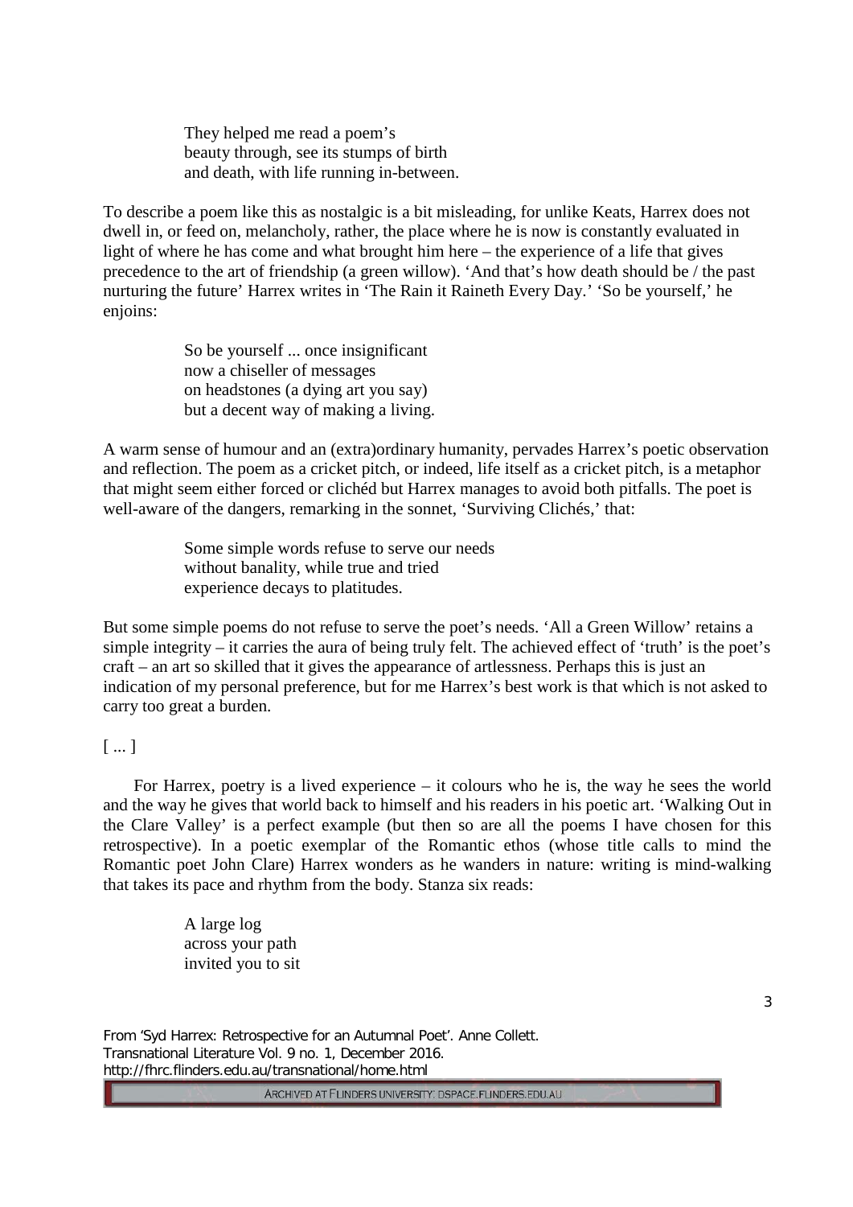> They helped me read a poem's
> beauty through, see its stumps of birth
> and death, with life running in-between.

To describe a poem like this as nostalgic is a bit misleading, for unlike Keats, Harrex does not dwell in, or feed on, melancholy, rather, the place where he is now is constantly evaluated in light of where he has come and what brought him here – the experience of a life that gives precedence to the art of friendship (a green willow). 'And that's how death should be / the past nurturing the future' Harrex writes in 'The Rain it Raineth Every Day.' 'So be yourself,' he enjoins:

> So be yourself ... once insignificant
> now a chiseller of messages
> on headstones (a dying art you say)
> but a decent way of making a living.

A warm sense of humour and an (extra)ordinary humanity, pervades Harrex's poetic observation and reflection. The poem as a cricket pitch, or indeed, life itself as a cricket pitch, is a metaphor that might seem either forced or clichéd but Harrex manages to avoid both pitfalls. The poet is well-aware of the dangers, remarking in the sonnet, 'Surviving Clichés,' that:

> Some simple words refuse to serve our needs
> without banality, while true and tried
> experience decays to platitudes.

But some simple poems do not refuse to serve the poet's needs. 'All a Green Willow' retains a simple integrity – it carries the aura of being truly felt. The achieved effect of 'truth' is the poet's craft – an art so skilled that it gives the appearance of artlessness. Perhaps this is just an indication of my personal preference, but for me Harrex's best work is that which is not asked to carry too great a burden.

[ ... ]

For Harrex, poetry is a lived experience – it colours who he is, the way he sees the world and the way he gives that world back to himself and his readers in his poetic art. 'Walking Out in the Clare Valley' is a perfect example (but then so are all the poems I have chosen for this retrospective). In a poetic exemplar of the Romantic ethos (whose title calls to mind the Romantic poet John Clare) Harrex wonders as he wanders in nature: writing is mind-walking that takes its pace and rhythm from the body. Stanza six reads:

> A large log
> across your path
> invited you to sit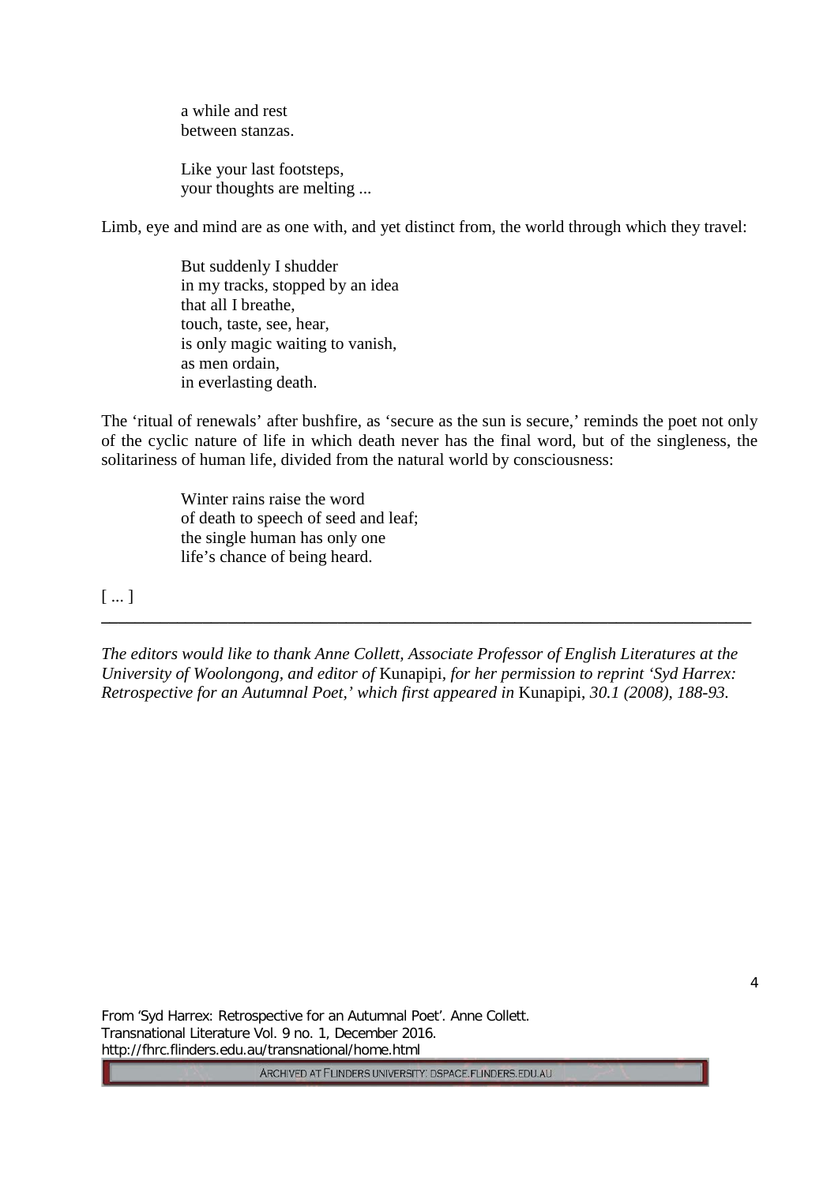a while and rest  
between stanzas.

Like your last footsteps,  
your thoughts are melting ...

Limb, eye and mind are as one with, and yet distinct from, the world through which they travel:

But suddenly I shudder  
in my tracks, stopped by an idea  
that all I breathe,  
touch, taste, see, hear,  
is only magic waiting to vanish,  
as men ordain,  
in everlasting death.

The 'ritual of renewals' after bushfire, as 'secure as the sun is secure,' reminds the poet not only of the cyclic nature of life in which death never has the final word, but of the singleness, the solitariness of human life, divided from the natural world by consciousness:

Winter rains raise the word  
of death to speech of seed and leaf;  
the single human has only one  
life's chance of being heard.

[ ... ]

---

*The editors would like to thank Anne Collett, Associate Professor of English Literatures at the University of Woolongong, and editor of* Kunapipi, *for her permission to reprint 'Syd Harrex: Retrospective for an Autumnal Poet,' which first appeared in* Kunapipi, *30.1 (2008), 188-93.*